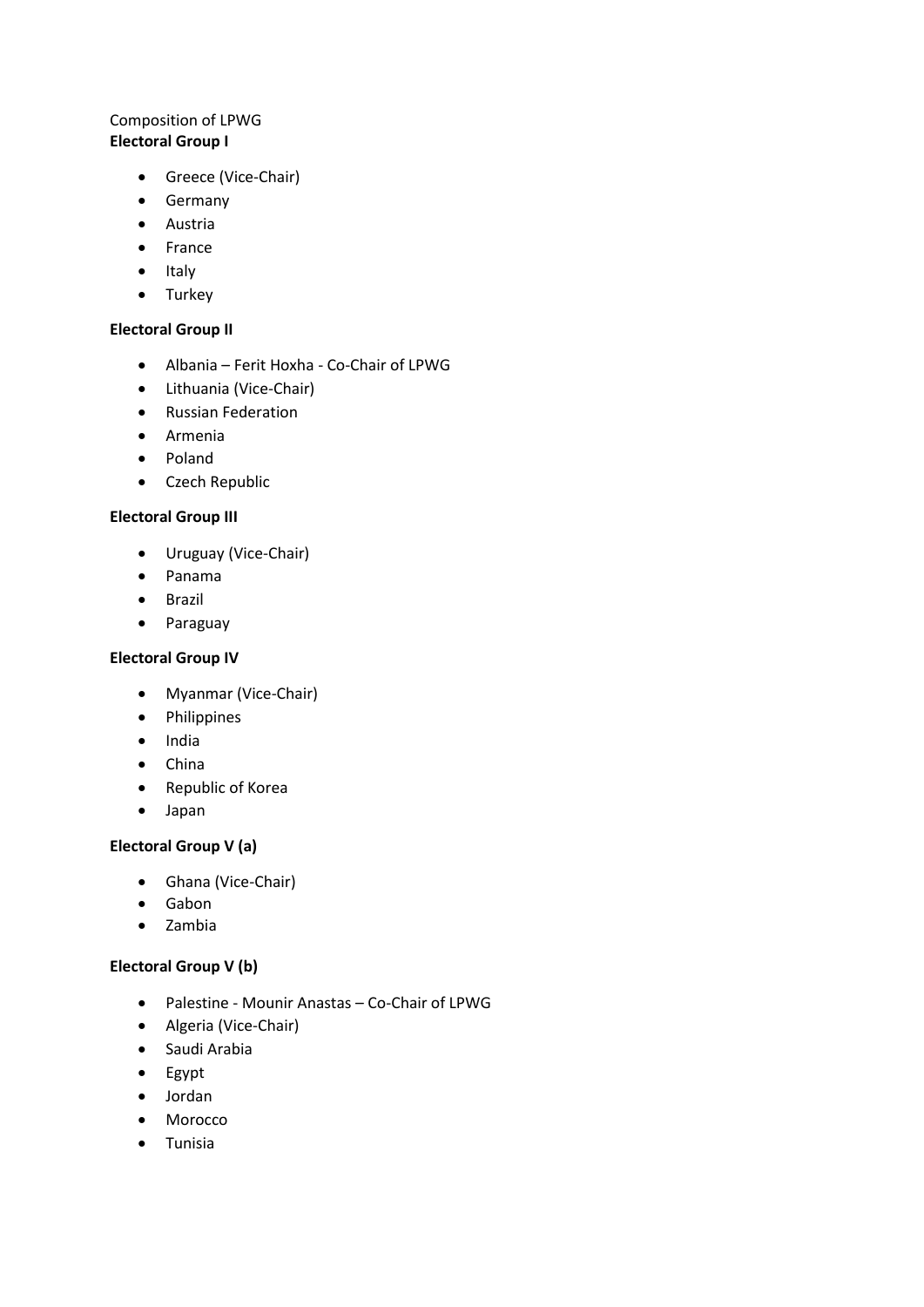Composition of LPWG

**Electoral Group I**

- Greece (Vice-Chair)
- Germany
- Austria
- France
- Italy
- Turkey

**Electoral Group II**

- Albania – Ferit Hoxha - Co-Chair of LPWG
- Lithuania (Vice-Chair)
- Russian Federation
- Armenia
- Poland
- Czech Republic

**Electoral Group III**

- Uruguay (Vice-Chair)
- Panama
- Brazil
- Paraguay

**Electoral Group IV**

- Myanmar (Vice-Chair)
- Philippines
- India
- China
- Republic of Korea
- Japan

**Electoral Group V (a)**

- Ghana (Vice-Chair)
- Gabon
- Zambia

**Electoral Group V (b)**

- Palestine - Mounir Anastas – Co-Chair of LPWG
- Algeria (Vice-Chair)
- Saudi Arabia
- Egypt
- Jordan
- Morocco
- Tunisia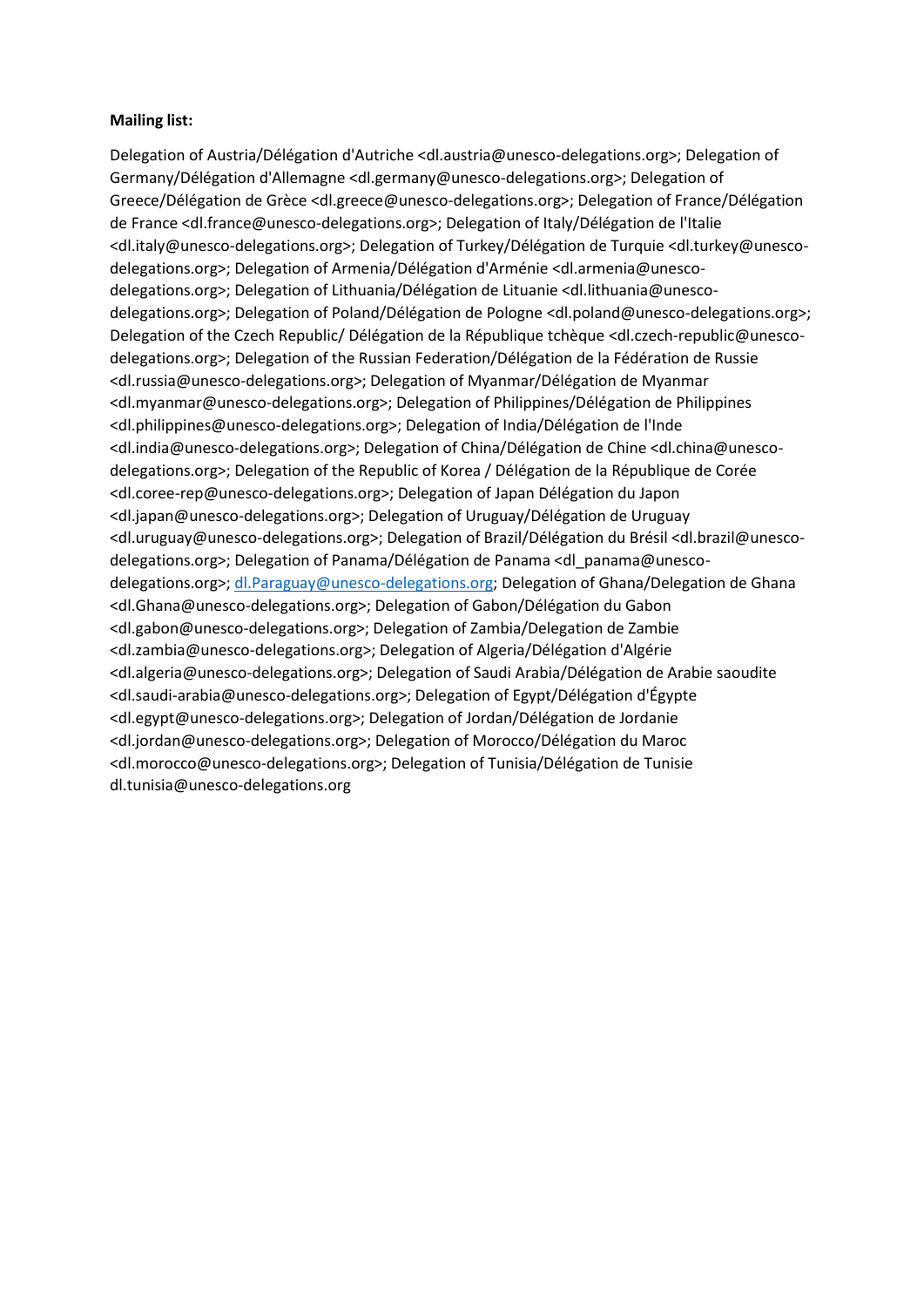**Mailing list:**

Delegation of Austria/Délégation d'Autriche <dl.austria@unesco-delegations.org>; Delegation of Germany/Délégation d'Allemagne <dl.germany@unesco-delegations.org>; Delegation of Greece/Délégation de Grèce <dl.greece@unesco-delegations.org>; Delegation of France/Délégation de France <dl.france@unesco-delegations.org>; Delegation of Italy/Délégation de l'Italie <dl.italy@unesco-delegations.org>; Delegation of Turkey/Délégation de Turquie <dl.turkey@unesco-delegations.org>; Delegation of Armenia/Délégation d'Arménie <dl.armenia@unesco-delegations.org>; Delegation of Lithuania/Délégation de Lituanie <dl.lithuania@unesco-delegations.org>; Delegation of Poland/Délégation de Pologne <dl.poland@unesco-delegations.org>; Delegation of the Czech Republic/ Délégation de la République tchèque <dl.czech-republic@unesco-delegations.org>; Delegation of the Russian Federation/Délégation de la Fédération de Russie <dl.russia@unesco-delegations.org>; Delegation of Myanmar/Délégation de Myanmar <dl.myanmar@unesco-delegations.org>; Delegation of Philippines/Délégation de Philippines <dl.philippines@unesco-delegations.org>; Delegation of India/Délégation de l'Inde <dl.india@unesco-delegations.org>; Delegation of China/Délégation de Chine <dl.china@unesco-delegations.org>; Delegation of the Republic of Korea / Délégation de la République de Corée <dl.coree-rep@unesco-delegations.org>; Delegation of Japan Délégation du Japon <dl.japan@unesco-delegations.org>; Delegation of Uruguay/Délégation de Uruguay <dl.uruguay@unesco-delegations.org>; Delegation of Brazil/Délégation du Brésil <dl.brazil@unesco-delegations.org>; Delegation of Panama/Délégation de Panama <dl_panama@unesco-delegations.org>; dl.Paraguay@unesco-delegations.org; Delegation of Ghana/Delegation de Ghana <dl.Ghana@unesco-delegations.org>; Delegation of Gabon/Délégation du Gabon <dl.gabon@unesco-delegations.org>; Delegation of Zambia/Delegation de Zambie <dl.zambia@unesco-delegations.org>; Delegation of Algeria/Délégation d'Algérie <dl.algeria@unesco-delegations.org>; Delegation of Saudi Arabia/Délégation de Arabie saoudite <dl.saudi-arabia@unesco-delegations.org>; Delegation of Egypt/Délégation d'Égypte <dl.egypt@unesco-delegations.org>; Delegation of Jordan/Délégation de Jordanie <dl.jordan@unesco-delegations.org>; Delegation of Morocco/Délégation du Maroc <dl.morocco@unesco-delegations.org>; Delegation of Tunisia/Délégation de Tunisie dl.tunisia@unesco-delegations.org